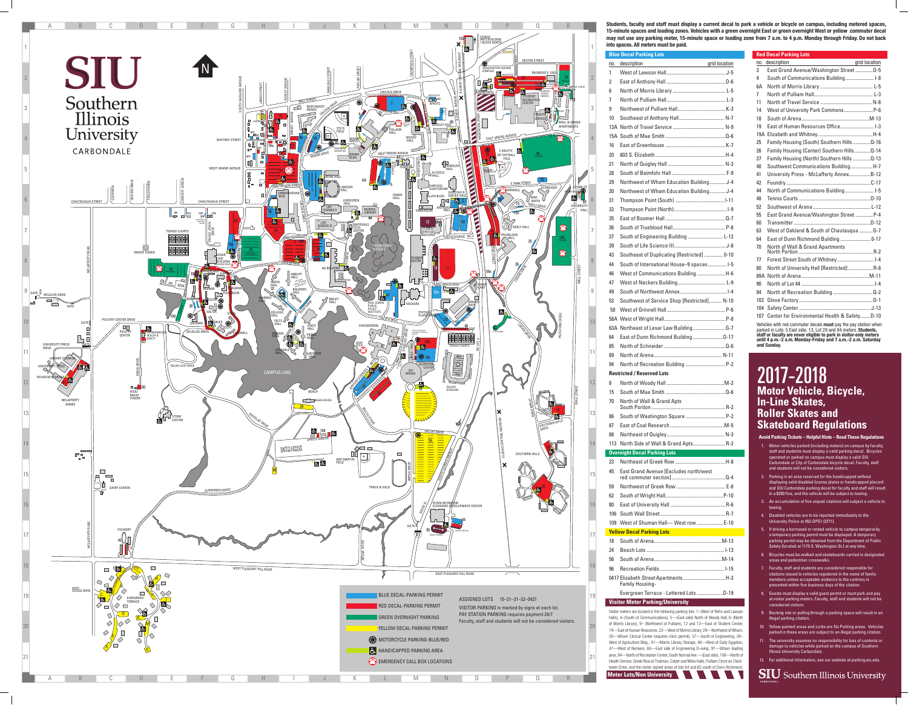# SIU Southern Illinois University CARBONDALE

Students, faculty and staff must display a current decal to park a vehicle or bicycle on campus, including metered spaces, 15-minute spaces and loading zones. Vehicles with a green overnight East or green overnight West or yellow commuter decal may not use any parking meter, 15-minute space or loading zone from 7 a.m. to 4 p.m. Monday through Friday. Do not back into spaces. All meters must be paid.

## Blue Decal Parking Lots

| no. | description | grid location |
|---|---|---|
| 1 | West of Lawson Hall | J-5 |
| 2 | East of Anthony Hall | O-6 |
| 6 | North of Morris Library | L-5 |
| 7 | North of Pulliam Hall | L-3 |
| 9 | Northwest of Pulliam Hall | K-3 |
| 10 | Southeast of Anthony Hall | N-7 |
| 13A | North of Travel Service | N-9 |
| 15A | South of Mae Smith | O-6 |
| 16 | East of Greenhouse | K-7 |
| 20 | 803 S. Elizabeth | H-4 |
| 21 | North of Quigley Hall | N-3 |
| 28 | South of Beimfohr Hall | F-9 |
| 29 | Northwest of Wham Education Building | J-4 |
| 30 | Northwest of Wham Education Building | J-4 |
| 31 | Thompson Point (South) | I-11 |
| 32 | Thompson Point (North) | I-9 |
| 35 | East of Boomer Hall | O-7 |
| 36 | South of Trueblood Hall | P-8 |
| 37 | South of Engineering Building | L-12 |
| 39 | South of Life Science III | J-8 |
| 43 | Southeast of Duplicating [Restricted] | O-10 |
| 44 | South of International House–9 spaces | I-5 |
| 46 | West of Communications Building | H-6 |
| 47 | West of Neckers Building | L-9 |
| 49 | South of Northwest Annex | I-4 |
| 53 | Southwest of Service Shop [Restricted] | N-10 |
| 58 | West of Grinnell Hall | P-6 |
| 58A | West of Wright Hall | P-8 |
| 63A | Northeast of Lesar Law Building | G-7 |
| 64 | East of Dunn Richmond Building | O-17 |
| 85 | North of Schneider | Q-6 |
| 89 | North of Arena | N-11 |
| 94 | North of Recreation Building | P-2 |

## Restricted / Reserved Lots

| no. | description | grid location |
|---|---|---|
| 8 | North of Woody Hall | M-3 |
| 15 | South of Mae Smith | O-6 |
| 70 | North of Wall & Grand Apts South Portion | R-2 |
| 86 | South of Washington Square | P-2 |
| 87 | East of Coal Research | M-5 |
| 88 | Northeast of Quigley | N-3 |
| 113 | North Side of Wall & Grand Apts. | R-2 |

## Overnight Decal Parking Lots

| no. | description | grid location |
|---|---|---|
| 23 | Northeast of Greek Row | H-8 |
| 45 | East Grand Avenue [Excludes north/west red commuter section] | Q-4 |
| 59 | Northwest of Greek Row | E-8 |
| 62 | South of Wright Hall | P-10 |
| 80 | East of University Hall | R-6 |
| 106 | South Wall Street | R-7 |
| 109 | West of Shuman Hall— West row | E-10 |

## Yellow Decal Parking Lots

| no. | description | grid location |
|---|---|---|
| 18 | South of Arena | M-13 |
| 24 | Beach Lots | I-13 |
| 56 | South of Arena | M-14 |
| 96 | Recreation Fields | I-15 |
| 0417 | Elizabeth Street Apartments Family Housing- | H-3 |
| | Evergreen Terrace - Lettered Lots | D-19 |

## Visitor Meter Parking/University

Visitor meters are located in the following parking lots: 1—(West of Rehn and Lawson Halls), 4—(South of Communications), 5—(East side) North of Woody Hall, 6—North of Morris Library), 9—(Northwest of Pulliam), 12 and 13—East of Student Center, 19—East of Human Resources, 22—West of Morris Library, 29—Northwest of Wham, 30—Wham Clinical Center (requires clinic permit), 37—South of Engineering, 39—West of Agriculture Bldg., 41—Morris Library Storage, 46—West of Daily Egyptian, 47—West of Neckers, 66—East side of Engineering D-wing, 91—Wham loading area, 94—North of Recreation Center, South Normal Ave.—(East side), 108—North of Health Service, Greek Row at Thalman, Colyer and Miles Halls, Pulliam Circle on Clocktower Drive, and the visitor signed areas of lots 64 and 65 south of Dunn Richmond.

## Meter Lots/Non University

## Red Decal Parking Lots

| no. | description | grid location |
|---|---|---|
| 3 | East Grand Avenue/Washington Street | O-5 |
| 4 | South of Communications Building | I-8 |
| 6A | North of Morris Library | L-5 |
| 7 | North of Pulliam Hall | L-3 |
| 11 | North of Travel Service | N-8 |
| 14 | West of University Park Commons | P-6 |
| 18 | South of Arena | M-13 |
| 19 | East of Human Resources Office | I-3 |
| 19A | Elizabeth and Whitney | H-4 |
| 25 | Family Housing (South) Southern Hills | Q-16 |
| 26 | Family Housing (Center) Southern Hills | Q-14 |
| 27 | Family Housing (North) Southern Hills | Q-13 |
| 40 | Southwest Communications Building | H-7 |
| 41 | University Press - McLafferty Annex | B-12 |
| 42 | Foundry | C-17 |
| 44 | North of Communications Building | I-5 |
| 48 | Tennis Courts | O-10 |
| 52 | Southwest of Arena | L-12 |
| 55 | East Grand Avenue/Washington Street | P-4 |
| 60 | Transmitter | D-12 |
| 63 | West of Oakland & South of Chautauqua | G-7 |
| 64 | East of Dunn Richmond Building | O-17 |
| 70 | North of Wall & Grand Apartments North Portion | R-2 |
| 77 | Forest Street South of Whitney | I-4 |
| 80 | North of University Hall [Restricted] | R-6 |
| 89A | North of Arena | M-11 |
| 90 | North of Lot 44 | I-4 |
| 94 | North of Recreation Building | Q-2 |
| 102 | Glove Factory | O-1 |
| 104 | Safety Center | J-13 |
| 107 | Center for Environmental Health & Safety | D-10 |

Vehicles with red commuter decals **must** pay the pay station when parked in Lots: 5 East side, 13, Lot 29 and 94 meters. **Students, staff or faculty are never eligible to park in visitor-only meters until 4 p.m.-2 a.m. Monday-Friday and 7 a.m.-2 a.m. Saturday and Sunday.**

# 2017-2018 Motor Vehicle, Bicycle, In-Line Skates, Roller Skates and Skateboard Regulations

### Avoid Parking Tickets – Helpful Hints – Read These Regulations

1. Motor vehicles parked (including meters) on campus by faculty, staff and students must display a valid parking decal. Bicycles operated or parked on campus must display a valid SIU Carbondale or City of Carbondale bicycle decal. Faculty, staff and students will not be considered visitors.
2. Parking in an area reserved for the handicapped without displaying valid disabled license plates or handicapped placard and SIU Carbondale parking decal for faculty and staff will result in a $250 fine, and the vehicle will be subject to towing.
3. An accumulation of five unpaid citations will subject a vehicle to towing.
4. Disabled vehicles are to be reported immediately to the University Police at 453-DPS1 (3771).
5. If driving a borrowed or rented vehicle to campus temporarily, a temporary parking permit must be displayed. A temporary parking permit may be obtained from the Department of Public Safety (located at 1175 S. Washington St.) at any time.
6. Bicycles must be walked and skateboards carried in designated areas and pedestrian crosswalks.
7. Faculty, staff and students are considered responsible for citations issued to vehicles registered in the name of family members unless acceptable evidence to the contrary is presented within five business days of the citation.
8. Guests must display a valid guest permit or must park and pay at visitor parking meters. Faculty, staff and students will not be considered visitors.
9. Backing into or pulling through a parking space will result in an illegal parking citation.
10. Yellow painted areas and curbs are No Parking areas. Vehicles parked in these areas are subject to an illegal parking citation.
11. The university assumes no responsibility for loss of contents or damage to vehicles while parked on the campus of Southern Illinois University Carbondale.
12. For additional information, see our website at parking.siu.edu.

SIU Southern Illinois University CARBONDALE

---

**Map Legend**

- BLUE DECAL-PARKING PERMIT
- RED DECAL-PARKING PERMIT
- GREEN OVERNIGHT PARKING
- YELLOW DECAL-PARKING PERMIT
- MOTORCYCLE PARKING-BLUE/RED
- HANDICAPPED PARKING AREA
- EMERGENCY CALL BOX LOCATIONS

ASSIGNED LOTS 15–21–31–32–0421

VISITOR PARKING is marked by signs at each lot.
PAY STATION PARKING requires payment 24/7
Faculty, staff and students will not be considered visitors.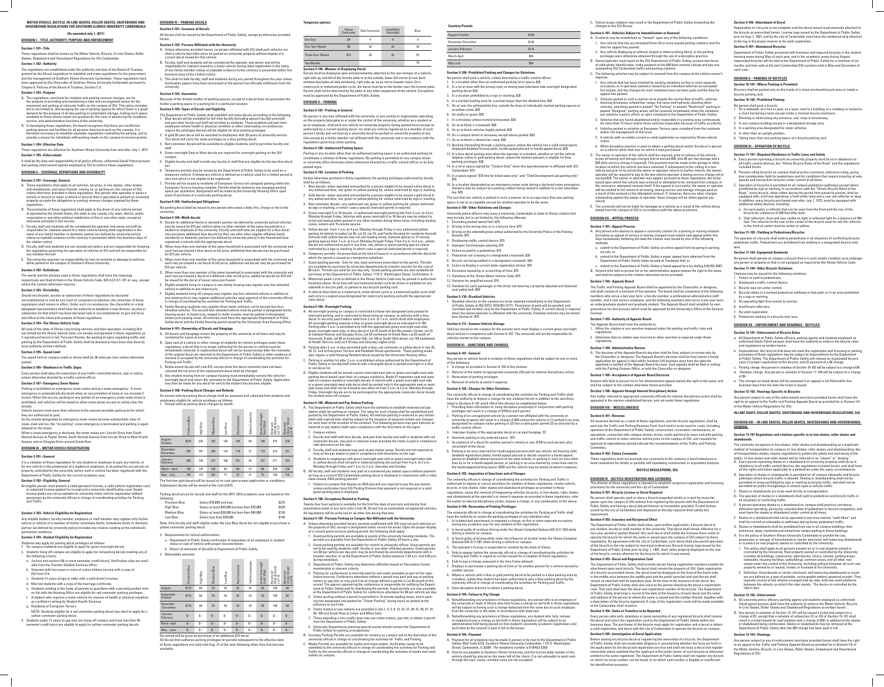# MOTOR VEHICLE, BICYCLE, IN-LINE SKATES, ROLLER SKATES, SKATEBOARD AND HOVERBOARD REGULATIONS FOR SOUTHERN ILLINOIS UNIVERSITY CARBONDALE

**(As amended July 1, 2017)**

## DIVISION I – TITLE, AUTHORITY, PURPOSE AND ENFORCEMENT

**Section 1-101–Title**

These regulations shall be known as the Motor Vehicle, Bicycle, In-Line Skates, Roller Skates, Skateboard and Hoverboard Regulations for SIU Carbondale.

**Section 1-102–Authority**

The regulations are established under the authority and duty of the Board of Trustees granted by the Illinois Legislature to establish and make regulations for the government and the management of Southern Illinois University Carbondale. These regulations have been approved by the Chancellor of Southern Illinois University Carbondale pursuant to Chapter 6, Policies of the Board of Trustees, Section C-5.

**Section 1-103–Purpose**

A. The regulations, sanctions for violation and parking revenue charges, are for the purpose of providing and maintaining a safe and uncongested means for the movement and parking of vehicular traffic on the campus of SIU. This policy includes, but is not limited to, discouraging the use of parking spaces for which there is a great demand for the purpose of all-day parking or automobile storage, making such space available to those whose needs are greatest for the ease of advancing the academic, service, and administrative functions of the university.

B. In developing these regulations, the board recognizes that there are insufficient parking spaces and facilities for all persons desiring to park on the campus. It is therefore necessary to establish equitable regulations controlling the parking, and to provide a means for individuals with parking needs on the campus to receive priority.

**Section 1-104–Effective Date**

These regulations are effective for Southern Illinois University from and after July 1, 2017.

**Section 1-105–Enforcement**

It shall be the duty and responsibility of all police officers, uniformed Saluki Patrol persons and parking enforcement agents employed at SIU to enforce these regulations.

## DIVISION II – COVERAGE, DEFINITIONS AND DIVISIBILITY

**Section 2-101–Coverage, General**

A. These regulations shall apply to all vehicles, bicycles, in-line skates, roller skates, and skateboards, and users thereof, coming on, or parking on, the campus of SIU, unless otherwise provided in these regulations. Any person who operates or parks a vehicle or bicycle or owns a vehicle or bicycle that is operated or parked on university property accepts the obligations or parking revenue charges imposed by these regulations.

B. The provisions of these regulations shall apply to the driver of any vehicle owned or operated by the United States, the state or any county, city, town, district, public corporation or any other political subdivision of this or any other state, except as otherwise provided in this section.

C. Faculty, staff and students will be considered the operator and owner and will be responsible for citations issued to a motor vehicle having state registration in the name of any family member or domestic partner (as defined by university policy) unless acceptable evidence to the contrary is presented within five business days of the citation notice.

D. Faculty, staff and students are not considered visitors and are responsible for knowing the regulations governing the operation of vehicles at SIU and will be responsible for any violation thereof.

E. The university assumes no responsibility for loss of contents or damage to vehicles while parked on the campus of Southern Illinois University.

**Section 2-102–Definitions**

The words and the phrases used in these regulations shall have the meanings respectively ascribed to them in the Illinois Vehicle Code, 625 ILCS 5/1-101 et. seq., except where the context otherwise requires.

**Section 2-103–Divisibility**

Should any division, section or subsection of these regulations be declared unconstitutional or void by any court of competent jurisdiction, the remainder of these regulations shall remain in effect. Under such circumstances, the chancellor or a duly delegated representative shall have the authority to establish a new division, section or subsection for that which has been declared void or unconstitutional, to give full force and effect to the intent and purpose of these regulations.

**Section 2-104–The Illinois Vehicle Code**

All laws of the state of Illinois concerning vehicles and their operation, including (but not limited to) the Illinois Vehicle Code, are hereby incorporated in these regulations as if reproduced herein in full. Pursuant thereto, the posting of signs regulating traffic and parking by the Department of Public Safety shall be deemed to have been duly done by local authority as there defined.

**Section 2-105–Speed Limit**

The speed limit on campus roads or drives shall be 20 miles per hour unless otherwise posted.

**Section 2-106–Obedience to Traffic Signs**

Every person shall obey the instruction of any traffic-controlled device, sign or notice, unless otherwise directed by a traffic control officer.

**Section 2-107–Emergency Snow Routes**

Parking is prohibited on emergency snow routes during a snow emergency. A snow emergency is automatically declared when an accumulation of snow or ice exceeds 2 inches. When this occurs, parking on any portion of an emergency snow route street is prohibited, and vehicles will be towed to allow snow plows access to safely clear the streets.

Vehicles owners must move their vehicles to the nearest available parking lot for which they are authorized to park.

As the streets designated as emergency snow routes become substantially clear of snow, sleet and ice, the "no parking" snow emergency is terminated and parking is again allowed on the street.

When a snow emergency is declared, the snow routes are: Lincoln Drive from South Normal Avenue to Poplar Street, South Normal Avenue from Lincoln Drive to West Grand Avenue and on Douglas Drive around Greek Row.

## DIVISION III – MOTOR VEHICLE REGISTRATION

**Section 3-101–General**

It is a violation of these regulations for any student or employee to park any vehicle, or for any vehicle in the possession of a student or employee, to be parked by any person on property controlled by the university unless the vehicle is properly registered with the Department of Public Safety for the current academic year.

**Section 3-102–Eligibility, General**

An eligible person must present a valid driver's license, a valid vehicle registration card or notarized license applied for receipt and a university identification card. Dealer license plates are not acceptable for university motor vehicle registration without permission by the university official in charge of coordinating the activities for Parking and Traffic.

**Section 3-103–Vehicle Eligibility for Registration**

Any eligible student, faculty member, employee or staff member may register only his/her vehicle or vehicle of a member of his/her immediate family. Immediate family or domestic partner (as defined by university policy) includes any relative residing at the individual's permanent residence.

**Section 3-104–Student Eligibility for Registration**

Students may apply for parking decal privileges as follows:

1. On-campus residents are eligible to apply for green overnight decals.
2. Students living off-campus are eligible to apply for red parking decals meeting any of the following criteria:
   a. Juniors and seniors (56 or more semester credit hours). Verification slips are available from the Transfer Student Services office.
   b. Veterans with two years or more of active military service with a copy of DD Form 214.
   c. Students 21 years of age or older with a valid driver's license.
   d. Married students with a copy of the marriage certificate.
   e. Students residing in the home of parents or guardians with a parent/guardian form on file with the Housing Office are eligible for red commuter parking privileges.
   f. A student who requires a motor vehicle for reasons of health or physical condition as certified in writing by Student Health Services.
   g. Residents of Evergreen Terrace.

   NOTE: Students eligible for a red commuter parking decal may elect to apply for a yellow commuter parking decal.
3. Students under 21 years of age who are living off-campus and have less than 56 semester credit hours are eligible to apply for yellow commuter parking decals.

## DIVISION IV – PARKING DECALS

**Section 4-101–Issuance of Decals**

All decals shall be issued by the Department of Public Safety, except as otherwise provided herein.

**Section 4-102–Persons Affiliated with the University**

A. Unless otherwise provided herein, no person affiliated with SIU shall park vehicles nor shall a vehicle that is/the owns be parked on university property without display of a current decal issued for that vehicle.

B. Faculty, staff and students will be considered the operator and owner and will be responsible for citations issued to a motor vehicle having state registration in the name of any family member unless acceptable evidence to the contrary is presented within five business days of the citation notice.

C. This shall include faculty, staff and students during any period throughout the year unless termination papers have been processed or the person has officially withdrawn from the university.

**Section 4-103–Guarantee**

Because of the limited number of parking spaces, receipt of a decal does not guarantee the holder a parking space in a parking lot in a particular location.

**Section 4-104–Type of Decals and Eligibility**

The Department of Public Safety shall establish and issue decals according to the following:

1. Blue decals will be available for full-time faculty (including adjunct faculty) and staff, and part-time faculty and staff not enrolled as students. Those students and part-time employees whose health or physical condition or other extenuating circumstances require the privilege thereof will be eligible for blue parking privileges.
2. A gold 20-year decal will be awarded to employees with 20 years of university service. This decal will carry the same privileges as a blue parking decal.
3. Red commuter decals will be available to eligible students, and to part-time faculty and staff.
4. Green overnight East or West decals are required for overnight parking on the SIU campus.
5. Eligible faculty and staff include any faculty or staff that are eligible for the low blue decal tier.
6. Temporary permits may be issued by the Department of Public Safety to be used on a temporary vehicle. A temporary vehicle is defined as a vehicle used for a limited period of time and which is not eligible to be registered.
7. Permits will be issued to residents of Evergreen Terrace for assigned parking within the Evergreen Terrace housing complex. Permits shall be limited to one assigned parking space per apartment. Assignment will be made by the University Housing Office upon proof of purchase of a university parking decal.

**Section 4-105–Undischarged Obligations**

No parking decal shall be issued to any person who owes a debt, fine, charge or fee to the university.

**Section 4-106–Multi-decals**

A. Decals for additional family or domestic partner (as defined by university policy) vehicles may be issued for $15 per vehicle when no other member of the same household is a student or employee of the university. Faculty and staff who are eligible for a blue decal may purchase additional blue decals for their use after other eligible affiliated family member(s) and/or domestic partner (as defined by university policy) in the household have registered a vehicle with the appropriate decal.

B. When more than one member of the same household is associated with the university and each has purchased a blue decal at full price, additional blue decals may be purchased for $15 per vehicle.

C. When more than one member of the same household is associated with the university and each has purchased a red decal at full price, additional red decals may be purchased for $15 per vehicle.

D. When more than one member of the same household is associated with the university and each has purchased a decal of a different color at full price, additional decals for $15 will be issued for the decal of lesser value purchased.

E. Eligible students living on campus in non-family housing may register one four-wheeled vehicle in addition to one motorcycle.

F. Eligible students living off campus may register one four-wheeled vehicle in addition to one motorcycle or may register additional vehicles upon approval of the university official in charge of coordinating the activities for Parking and Traffic.

G. Family Housing residents may register three motor vehicles, not to exceed two four-wheeled vehicles. The second four-wheeled vehicle must be parked in designated family housing areas. A motorcycle, moped or motor scooter must be parked in designated motorcycle parking areas. All vehicles must have the appropriate Department of Public Safety decal and the Family Housing permit issued by the University Area Housing Office.

**Section 4-107–Ownership of Decals and Hangtags**

A. All decals and hangtags remain the property of the university at all times and may be reclaimed for cause at any time.

B. Upon sale of a vehicle or other change of eligibility for vehicle privileges under these regulations, a decal that is no longer authorized for the person or vehicle must be immediately removed. A replacement decal will not be issued except after the remnants of the original decal are returned to the Department of Public Safety or other evidence of removal is accepted by the university official in charge of coordinating the activities for Parking and Traffic.

C. Replacement decals will cost $15, except when the decal remnants have not been returned the full price of the replacement decal will be charged.

D. Any student moving from on-campus housing must immediately remove the vehicle's overnight decal and return the remnants to the Department of Public Safety. Application may then be made for any decal for which the student has become eligible.

**Section 4-108–Parking Decal Charges and Refunds**

An annual vehicle parking decal charge shall be assessed and collected from students and employees eligible for vehicle privileges as follows:

1. Annual vehicle parking decal charges by month:

| | Premium Blue | High Blue | Medium Blue | Low Blue | Red Commuter | Yellow Commuter | Green Overnight East/West | Reserved Wall & Grand (Lot 11) | Reserved (Lot 36) |
|---|---|---|---|---|---|---|---|---|---|
| August - October | $375 | 228 | 195 | 166 | 145 | 60 | 146 | 375 | 228 |
| November - December | 225 | 187 | 164 | 124 | 119 | 51 | 119 | 319 | 191 |
| January - February | 308 | 159 | 141 | 106 | 101 | 44 | 101 | 271 | 162 |
| March - April | 178 | 135 | 128 | 90 | 86 | 37 | 86 | 230 | 138 |
| May - July | 145 | 115 | 102 | 77 | 73 | 31 | 73 | 196 | 116 |

The first two gold decals will be issued at no cost upon proper application or conditions. Subsequent decals will be issued at the cost of $15.

Parking decal prices for faculty and staff for the 2017-2018 academic year are based on the following:

| | | |
|---|---|---|
| Premium Blue | Salary $70,000 and over | $375 |
| High Blue | Salary at least $45,000 but less than $70,000 | $228 |
| Medium Blue | Salary at least $30,000 but less than $45,000 | $195 |
| Low Blue | Salary less than $30,000 | $166 |

Note: Only faculty and staff eligible under the Low Blue decal tier are eligible to purchase a yellow commuter parking decal.

2. Requirements for refund authorization:
   a. Department of Public Safety verification of separation of an employee or student status or sale of vehicle with proper documentation.
   b. Return of remnants of decal(s) to Department of Public Safety.
3. Refundable amounts:

| | Premium Blue | High Blue | Medium Blue | Low Blue | Red Commuter | Yellow Commuter | Green Overnight East/West | Reserved Wall & Grand (Lot 11) | Reserved (Lot 36) |
|---|---|---|---|---|---|---|---|---|---|
| August | $110 | 88 | 76 | 58 | 56 | 24 | 56 | 158 | 90 |
| September - October | $110 | 88 | 76 | 58 | 56 | 24 | 56 | 158 | 90 |
| November - December | $110 | 88 | 76 | 58 | 56 | 24 | 56 | 158 | 90 |
| January - February | $– | $– | $– | $– | $– | $– | $– | $– | $– |
| March - April | $– | $– | $– | $– | $– | $– | $– | $– | $– |
| May - June | $– | $– | $– | $– | $– | $– | $– | $– | $– |

No refund will be given on purchase of an additional $15 decal.

All decals that authorize parking privileges for periods subsequent to the effective date of these regulations are valid until Aug. 31 of the year following when they first become available.

**Temporary options:**

| | Yellow Commuter | Red Commuter | East/West Overnight | Blue |
|---|---|---|---|---|
| One Day | $4 | 4 | 4 | 4 |
| One-Two Weeks | $8 | 20 | 20 | 35 |
| Three-Four Weeks | $12 | 30 | 30 | 55 |
| Two Months | - | - | - | 70 |

**Section 4-109–Manner of Displaying Decal**

Decals must be displayed upon and permanently attached to the rear bumper of a vehicle, right side up, and left of the license plate or to the outside, lower left corner of rear back window (outside of side windows), right side up, in so as not to impede vision. On a motorcycle or motorized pedal-cycle, the decal must be on the fender near the license plate. Decals shall not be obscured by the plate or any other equipment of the vehicle. Exceptions must be approved by the Department of Public Safety.

## DIVISION V – PARKING

**Section 5-101–Parking in General**

No person in any way affiliated with the university, or any activity or organization operating on the property belonging to or under the control of the university, whether as a student or as an employee, shall park any vehicle on university property during posted hours except as authorized by a current parking decal, nor shall any vehicle belonging to or under such person's family and not bearing a university decal be parked on university property at any time except by a family member not affiliated with the university and in accordance with the regulations governing visitor parking.

**Section 5-102–Authorized Parking Space**

Parking in any location other than an authorized parking space in an authorized parking lot constitutes a violation of these regulations. No parking is permitted on any campus street or university drive driveway unless otherwise directed by a traffic control officer or by duly posted signs.

**Section 5-103–Location of Parking**

Unless otherwise provided in these regulations, the parking privileges authorized by decals shall be as follows:

1. Blue decals—when operated and parked by a person eligible to be issued a blue decal in any authorized blue, red, green or yellow parking lot, unless restricted by sign or marking.
2. Gold decals—when operated and parked by a person eligible to be issued a gold decal in any authorized blue, red, green or yellow parking lot, unless restricted by sign or marking.
3. Red commuter decals—any authorized red, green or yellow parking lot, unless restricted by sign or marking, in which case a special restricted permit is required.
4. Green East or W decals—in authorized overnight parking lots from 2 a.m. to 4 p.m. Monday through Friday. Vehicle with green overnight E or W decals may be subject to ticket and towing when parked in any other location during these times, including loading zones, meters and 15-minute spaces.
5. Yellow decals—from 7 a.m. to 4 p.m. Monday through Friday in any authorized yellow parking lot (which includes Lot 56, Lot 24, Lot 78, and Family Housing for residents thereof). Vehicles with yellow decals may not use loading zones, metered spaces or 15-minute parking spaces from 7 a.m. to 4 p.m. Monday through Friday. From 4 p.m. to 2 a.m., yellow decals are authorized to park in any blue, red, yellow or green parking spaces unless restricted by a sign or marking, in which case a special restricted permit is required.
6. Temporary permits—As prescribed at the time of issue or in accordance with the decal for which the permit is issued as a temporary substitute.
7. Guest parking permits—Only for lots, days and times prescribed on the permit. Permits are available for purchase by university departments by transfer voucher for the cost of $4 each. Permits are valid for one day only. Guest parking permits are also available for purchase at the Department of Public Safety, 1175 S. Washington Street, Carbondale, IL.
8. Motorized pedal-cycle as defined in the Illinois Vehicle Code may be parked in authorized locations above. At no time will any motorized pedal-cycle be driven or pedaled on any sidewalk or bicycle path, or parked at any bicycle parking rack.
9. A vehicle described as a motorcycle, motor-driven cycle or a motorized pedal-cycle shall park only in a signed area designated for motorcycle parking and with the appropriate color decal.

**Section 5-104–Overnight Parking**

A. All overnight parking on campus is restricted to those lots designated and posted for overnight parking, and is restricted to those living on campus, to vehicles with a blue decal, to security pass holders while hired from 2 a.m. to 7 a.m. and to third shift employees. All overnight parking requires a blue or green overnight decal as indicated in 4-104. Parking after 2 a.m. is permitted only with the appropriate green overnight east decal, green overnight west side, or blue decal in Lot 45 South of the Recreation Center; Lot 23 at Oakland Avenue and Douglas Drive; Lot 59 northwest of Greek Row; Lot 52 south of University Tracts; Lot 68 at University Hall; Lot 106 at South Wall Street; Lot 109 southwest of Health Services; and Lot 4 (Friday and Saturday nights only).

B. Parking after 2 a.m. is also permitted with a blue, red commuter or yellow decal in lots 25, 26, 27, and at Evergreen Terrace and Elizabeth Street apartments. These parking areas also require a valid Housing Resident decal issued by the University Housing office.

C. Parking is unallowed after 2 a.m. to prohibited areas authorized by the Department of Public Safety or faculty/staff vehicle with a blue/gold decal is parked overnight in a blue or red decal lot.

D. Eligible students will be issued a green overnight east side or green overnight west side parking decal based upon their on campus residence. Pulaski 51 separates east and west side on campus residence overnight decals. A vehicle with a green overnight east side or a green overnight west side decal shall be parked only in the appropriate east or west side areas and shall not be moved to any other lot from 2 a.m. to 4 p.m. Monday through Friday. Overnight decals are to be exchanged for the appropriate commuter decal should the student move off campus.

**Section 5-105–Metered and Pay Station Parking**

A. The Department of Public Safety shall have the authority to establish metered and pay station stalls for parking on campus. The rates for such charge shall be established and posted by the Department of Public Safety. All vehicles parking in metered or pay station stalls with expired time shall be subject to the issuance of separate tickets and charges for each hour of the duration of the violation. The following persons may park vehicles at metered or pay station stalls upon compliance with the directions on the signs:

1. Campus visitors.
2. Faculty and staff with blue decals, and part-time faculty and staff or students with red commuter decals, may park in metered areas provided the meter is paid in compliance with directions on the sign.
3. Faculty, staff and students may park at pay station areas. Decals are not required as long as the pay station is paid in compliance with directions on the sign.
4. Students or employees with green overnight east side or green overnight west side or yellow decals shall not park in metered parking lots except from 4 p.m. to 2 a.m. Monday through Friday and 7 a.m. to 2 a.m. Saturday and Sunday.

B. All faculty, staff and students may park at a numbered pay station space without payment so long as a current SIU Carbondale parking decal is displayed in conjunction with a valid, state-issued, ADA parking placard.

1. Visitors to campus that display an ADA placard are required to pay the pay station, unless verification from SIU Parking Division that payment is not required or a valid guest parking pass is displayed.

**Section 5-106–Exceptions Related to Parking**

Twenty-four hour parking is available for the first five days of any term and during final examination week of any term only in lots 56, 10 and 3 to accommodate unregistered vehicles. All regulations will be enforced on all other lots during these times.

**Section 5-107–Persons Parking on Campus Not Affiliated with the University**

A. Unless otherwise provided herein, persons unaffiliated with SIU may not park vehicles on the property of SIU, except in designated visitor services lot areas. Upon the proper display of a current guest services parking permit, the following shall apply:

1. Guest parking permits are available to guests to the university. These permits are available from the Department of Public Safety 24 hours a day.
2. Guest parking permits are available for visitors to university offices. Guest permits are not to be used by students, staff, faculty or any other affiliated persons. Guest permits are $4 per vehicle per day and may be purchased by university departments with a transfer voucher, or at the Department of Public Safety between 7:30 a.m. and 4:30 p.m. during weekdays.
3. Department of Public Safety may determine affiliation based on Recreation Center membership or relevant criteria.
4. Parking for conferences is normally paid for and made available as part of the registration process. Conference attendees without a permit may park and pay at parking meters or pay lots, or may park free of charge without a permit in Lot 56 (south of the arena). The agency sponsoring the conference is responsible for notifying the Department of Public Safety and for distributing the permits. Guest permits are also available at the Department of Public Safety for conference attendees for $4 per vehicle per day.
5. Visitor parking without a permit is permitted in 15-minute loading zones, and in parking lots designated and posted for "Visitor Parking" during hours so posted at the entrance to such lots.
6. Visitor meters or pay stations are provided in lots 1, 4, 5, 9, 13, 22, 37, 38, 41, 46, 47, 91, 94, 108 and Greek Row at Lollar and Wilkes halls.
7. Those attending a non-credit class may use visitor meters, pay lots, or obtain a permit from the Department of Public Safety.
8. University Departments planning special events should contact the Department of Public Safety for parking arrangements.

B. Courtesy Parking Permits are available for vendors on campus and at the discretion of the university official in charge of coordinating the activities for Traffic and Parking.

C. Media Permits are available for media news outlets. Verification needs to be submitted to the university official in charge of coordinating the activities for Parking and Traffic by the university official in charge of coordinating the activities of media and news outlets on campus.

**Courtesy Permits**

| | |
|---|---|
| August-October | $160 |
| November-December | $128 |
| January-February | $110 |
| March-April | $88 |
| May-July | $64 |

**Section 5-108–Prohibited Parking and Charges for Violations**

No person shall park a vehicle, unless directed by a traffic control officer:

1. In a location other than an authorized parking lot or space: $35
2. In a lot or area with the wrong color, or wrong east side/west side overnight designated parking decal: $25
3. In a location prohibited by a sign or marking: $20
4. In a marked loading zone for a period longer than the allotted time: $20
5. On or over the yellow/white line, outside the lines of individually marked parking spaces or at yellow curbs: $20
6. On walks or grass: $30
7. In a driveway unless marked and posted: $30
8. So as to block a crosswalk: $20
9. So as to block vehicles legally parked: $20
10. On a campus street or driveway except where posted: $35
11. So as to block a wheelchair ramp: $50
12. Backing into/pulling through a parking space unless the vehicle has a valid and properly displayed disabled license plate, handicapped placard or handicapped decal: $20
13. In a blue decal parking area when the operator is a student, whether or not the vehicle displays a blue or gold parking decal, unless the student operator is eligible for blue parking privileges: $20
14. In a lot or space signed for "Visitors Only" when the operator/owner is affiliated with SIU Carbondale: $75
15. In a space signed "$75 fine for ticket sales only" and "Child Development Lab parking only": $75
16. In a location designated as an emergency snow route during a declared snow emergency. Violators may be subject to a parking citation being issued in addition to a tow relocation fee: $20

The fact that one vehicle is parked in such a manner as to occupy more than one parking space is not an acceptable excuse for another operator to do the same.

**Section 5-109–Other Violations and Charges**

University police officers may issue a university, Carbondale or state of Illinois citation that may include, but is not limited to, the following offenses:

1. Exceeding posted speed limit: $75
2. Driving in the wrong lane or in a bicycle lane: $75
3. Driving on the sidewalk/grass unless authorized by the University Police or the Parking Division: $75
4. Disobeying traffic control device: $75
5. Improper turn/improper passing: $75
6. Failure to yield to a pedestrian: $75
7. Pedestrian not crossing in a designated crosswalk: $35
8. Bicycle not being walked in a designated crosswalk: $35
9. Failure to display a current state registration sticker: $75
10. Excessive squealing or screeching of tires: $75
11. Violations of the Illinois Motor Vehicle Code: $75
12. Violation for amplified sound: $75
13. Violation for each passenger or the driver not wearing a properly adjusted and fastened seat safety belt: $60

**Section 5-110–Disabled Vehicles**

1. Disabled vehicles on the campus are to be reported immediately to the Department of Public Safety at 453-2381 (618/453-3771). Permission to park will be granted, and recorded and verified, only by the Department of Public Safety. A current decal is required when the owner/operator is affiliated with the university. Disabled vehicles may be towed (see Section 6-107).

**Section 5-111–Summer Vehicle Storage**

Vehicles stored on the campus for the summer term must display a current green overnight decal and be in compliance with Section 6-107. The university will not be responsible for vehicles stored on the campus.

## DIVISION VI – SANCTIONS AND CHARGES

**Section 6-101–General**

Any person or vehicle found in violation of these regulations shall be subject to one or more of the following:

1. A charge as provided in Section 6-102 of this division.
2. Referral of the matter to appropriate university officials for internal disciplinary action.
3. Revocation of parking privileges.
4. Removal of vehicle at owner's expense.

**Section 6-102–Charges for Other Violations**

The university official in charge of coordinating the activities for Parking and Traffic shall have the authority to impose a charge for any violation herein in addition to the sanctions listed in Sections 6-101 and 6-104 of this division as established below:

1. Providing false information or using deceptive practice(s) in conjunction with parking privileges will result in a charge of $150 to each person.
2. Parking of an unregistered vehicle by a person not affiliated with the university on university property will result in a charge of $25 unless the vehicle is (1) parked in an area designated for campus visitor parking or (2) has a valid guest permit (3) as directed by a traffic control officer.
3. Improper display of the appropriate decal or car pool hangtag: $7
4. Overtime parking in any metered space: $15
5. Acceptance of a decal for another person's vehicle or use: $150 to each person, plus revocation of the decal.
6. Parking in an area reserved for handicapped persons with any vehicle not bearing valid, disabled registration plates, handicapped placard or decals issued to a handicapped person or disabled veteran pursuant to the state statute, or parking in such an area other than by or for a handicapped person, or parking in such area without a valid hangtag: $250 and the vehicle may be towed at owner's expense.

**Section 6-103–Imposition of Sanctions and of Charges**

The university official in charge of coordinating the activities for Parking and Traffic is authorized to impose or cancel sanctions for violations of these regulations, vehicle, bicycle, in-line skates, roller skates and skateboard regulations. For these regulations, cause the removal of any vehicle, bicycle, in-line skates, roller skates and skateboards at the owner's expense as provided in these regulations, refer the matter for internal disciplinary action, impose a charge, or any combination of the above.

**Section 6-104–Revocation of Parking Privileges**

The university official in charge of coordinating the activities for Parking and Traffic shall have the authority to revoke the parking privileges of any individual who:

1. Is ticketed and sanctioned, or imposed a charge, on five or more separate occasions during any academic year for any violation of the regulations.
2. Is found guilty of reckless driving under the Illinois Compiled Statutes 625 5/11-503 while driving a vehicle on campus.
3. Is found guilty of driving while under the influence of alcohol under the Illinois Compiled Statutes 625 5/11-501 while driving a vehicle on campus.
4. The operator's license is suspended or revoked by the state of Illinois.
5. Fails to appear before the university official in charge of coordinating the activities for Parking and Traffic in regard to a ticket issued for a violation of these regulations.
6. Fails to pay a charge assessed in the time frame allowed.
7. Displays or purchases a parking decal from or for another person for a vehicle owned by another person.
8. Allows a vehicle with a blue or gold parking decal to be parked in a blue parking area by a student, unless that student has been authorized to own a blue parking decal by the university official in charge of coordinating the activities for Parking and Traffic.
9. Uses deceptive practice to obtain a parking decal.

**Section 6-105–Failure to Pay Charge**

A. Notwithstanding any provisions of these regulations, any person who is an employee of the university or state of Illinois who fails to pay a charge as set forth in these regulations will be subject to having such a charge deducted from the sums due to such employee from the university or the state, in accordance with state law.

B. Notwithstanding any provisions of these regulations, any student who fails, refuses or neglects to pay a charge as set forth in these regulations will be subject to an administrative hold being placed on that student's university academic registration until such time as the student has paid the charge.

**Section 6-106–Payment**

A. Payment for all violations may be made in person or by mail to the Department of Public Safety, Mail Code 6723, Southern Illinois University Carbondale, 1175 S. Washington Street, Carbondale, IL 62901. The telephone number is 618/453-5369.

B. Checks are payable to Southern Illinois University, and the license plate number of the vehicle should be placed on the lower left of the check. It is not advisable to send cash through the mail. Loose, unrolled coins are not accepted.

C. Failure to pay citations may result in the Department of Public Safety forwarding the charges to the SIU Bursar.

**Section 6-107–Vehicles Subject to Immobilization or Removal**

A. A vehicle may be immobilized or "booted" upon any of the following conditions:

1. Any vehicle that has accumulated three (3) or more unpaid parking citations and the time for appeal has passed.
2. Any vehicle displaying an altered, forged or stolen parking decal, or the parking privileges were otherwise obtained through the use of a deceptive practice.

B. Owner/operator must report to the SIU Department of Public Safety, present two forms of valid photo identification, make payment of the $40 boot removal charge and pay any outstanding SIU Carbondale traffic and parking citations.

C. The following vehicles may be subject to removal or towing at the owner's expense:

1. Any vehicle that has been ticketed for parking violations on five or more separate occasions, or is operated, owned or leased by an individual who has accumulated five tickets, and the charges for such violations have not been paid, and the time for appeal has passed.
2. Vehicles parked in such a manner as to impede the normal flow of traffic, vehicles blocking driveways, wheelchair ramps, fire lanes and hydrants, blocking other vehicles, and those parked in posted "No Parking" or posted "Restricted" parking or posted "Assigned" parking areas, will be removed immediately when the violations are noticed by a police officer or upon complaint to the Department of Public Safety.
3. Vehicles that are found abandoned and/or inoperable in a parking area continuously for more than 72 hours and/or those vehicles impossible because of traffic accidents.
4. Vehicles parked in violation at Evergreen Terrace upon complaint from the residents and/or the management of that area.
5. A vehicle with no visible current or valid registration as required by Illinois vehicle codes.
6. When deceptive practice is used to obtain a parking decal and/or the decal is placed on a vehicle rather than one for which it was purchased.

D. The owner or operator of the vehicle shall be required, prior to release of the vehicle, to pay all towing and storage charges (not to exceed $40, plus $5 per day storage and a $20 daily service charge if required). The payment must be made at the garage or other location to which the vehicle has been removed. If subsequent to the calling of a tow vehicle but prior to its arrival the owner or operator returns to his/her vehicle, the owner/operator will be required to pay to the tow vehicle operator a towing service charge not to exceed $20. The owner or operator may appeal, pursuant to these regulations, the ticket based upon which the vehicle was removed or attempted to be removed from campus, or the removal or attempted removal itself. If the appeal is successful, the owner or operator will be entitled to full refund of all towing, towing service and storage charges paid as a result of the removal or the attempted removal. If, however, there are other charges outstanding against the owner or operator, those charges will be offset against any refund.

E. The university will not be liable for damages to a vehicle as a result of the vehicle being towed from the campus of SIU in accordance with the above provisions.

## DIVISION VII – APPEAL PROCESS

**Section 7-101–Appeal Process**

A. Any person who desires to appeal a university citation for a parking or moving violation (including an appeal of service or towing charges) must submit said appeal within five days immediately following the date the citation was issued by one of the following methods:

a. submit to the Department of Public Safety an online appeal form by going to parking.siu.edu, or
b. submit to the Department of Public Safety a paper appeal form obtained from the Department of Public Safety lobby located at Trueblood Hall, or
c. submit to the Department of Public Safety a faxed appeal form by dialing 618/453-4567.

B. Anyone who fails to pursue his or her administrative appeal waives the right to same, and shall be subject to the citation otherwise herein provided.

**Section 7-102–Appeals Board**

The Traffic and Parking Appeals Board shall be appointed by the Chancellor, or designee, and shall consist of a minimum of five members. The board shall be comprised of the following members who serve a two-year term: a faculty member, a professional administrative staff member, and a civil service employee, and the following members who serve a one-year term: an undergraduate student and graduate student. The Appeals Board shall establish its own procedures for due process which must be approved by the University's Office of the General Counsel.

**Section 7-103–Authority of Appeals Board**

The Appeals Board shall have the authority to:

1. Affirm the citation or any sanction imposed under the parking and traffic rules and regulations.
2. Determine that no citation was incurred or other sanction is required under these regulations.

**Section 7-104–Administrative Review**

A. The decision of the Appeals Board's decision shall be final, subject to review only by the Chancellor or designee. The Appeals Board's decision shall be final unless a timely application for appeal is filed within fourteen (14) business days from the date the appellant is notified of the Appeals Board decision. Said appeals shall be filed in writing with the Parking Division Office, or with the Chancellor or designee.

**Section 7-105–Acceptance of Appeals Board Decision**

Anyone who fails to pursue his or her administrative appeal waives the right to the same, and shall be subject to the citation otherwise herein provided.

**Section 7-106–Appeals through Internal Disciplinary Action**

Any matter referred to appropriate university officials for internal disciplinary action shall be appealed in the manner established therein, and not under these regulations.

## DIVISION VIII – MISCELLANEOUS

**Section 8-101–Revenue**

All revenues derived as a result of these regulations, and the bicycle regulations, shall be paid into the Traffic and Parking Revenue Fund. Such fund is to be used for costs, including operation of the Department of Public Safety, construction, renovation, maintenance, or operations, connected with campus streets, drives, roads and bicycle ways and with parking and traffic control of motor vehicles and bicycles on the campus of SIU, and requests for approval of expenditures should indicate the recommendation of the Traffic and Parking Committee.

**Section 8-102–Future Covenants**

These regulations shall not preclude any covenants to the contrary in bond indentures or bond resolutions for wholly or partially self-liquidating construction or acquisition projects.

# BICYCLE REGULATIONS, SIU

## DIVISION IX – BICYCLE REGISTRATION AND LICENSING

This division of these regulations is intended to establish reciprocal registration and licensing procedures for the university and the city of Carbondale.

**Section 9-101–Bicycle License or Decal Required**

No person shall operate, park or store a bicycle propelled wholly or in part by muscular power upon the campus of SIU without first registering with the Department of Public Safety and having a decal placed thereon as hereinafter provided. A valid license issued by the city of Carbondale and displayed as thereby required shall satisfy this requirement.

**Section 9-102–Issuance and Reciprocal Effect**

The Department of Public Safety shall issue, upon written application, a bicycle decal to any student, faculty or staff member of the university. That decal shall remain effective for a four-year period or until the bicycle is sold or transferred. Any such decal shall be valid in the city of Carbondale.

**Section 9-103–Decal and Registration Card**

The Department of Public Safety shall provide decals having registration numbers suitable for attachment upon each bicycle. The decal shall be placed on the bicycle and the registration number recorded by the Department of Public Safety.

**Section 9-104–Sale or Transfer to be Reported**

Every person who sells, abandons or gives ownership of any registered bicycle shall remove the decal and return the registration card to the Department of Public Safety within five business days. The purchaser of the bicycle must apply for registration and a decal or obtain a valid registration and decal with the city of Carbondale to operate the bicycle on campus.

**Section 9-105–Investigation of Decal Application**

Before issuing any bicycle decal or registering the ownership of a bicycle, the Department of Public Safety shall use reasonable diligence in ascertaining whether the facts set forth in the application for the decal and registration are true and shall not issue a decal or registration unless satisfied that the applicant is the lawful owner of such bicycle or otherwise entitled to the same registered. The Department of Public Safety shall not register any bicycle on which the serial number can be removed or on which such number is illegible or insufficient for identification purposes.

**Section 9-106–Attachment of Decal**

Registration of a bicycle is not complete until the decal issued is permanently attached to the bicycle as prescribed herein. License tags issued by the Department of Public Safety prior to Aug. 1, 1981, and by the city of Carbondale that have the numbered strip attached to the tag in the proper manner to be valid registration.

**Section 9-107–Abandoned Bicycles**

Department of Public Safety personnel will inventory and impound bicycles in the student housing areas during May of each year, and in the academic areas during August. Impounded bicycles will be held at the Department of Public Safety for a minimum of six months and then sold at the joint Carbondale/SIU auctions held in May and December of each year.

## DIVISION X – PARKING OF BICYCLES

**Section 10-101–Where Parking is Permitted**

Bicycles shall be parked only on the inside of a chain-enclosed bicycle area or inside a bicycle parking rack.

**Section 10-102–Prohibited Parking**

No person shall park a bicycle:

1. On a sidewalk, at a tree or post, on a lawn, next to a building, in a roadway or locked to a chain bordering a lawn except inside a chained bicycle enclosure.
2. Blocking or obstructing any entrance, exit, ramp or breezeway.
3. In any campus building except in a designated storage area.
4. In a parking area designated for motor vehicles.
5. In other than an upright position.
6. Taking more than one parking space at a bicycle parking rack.

## DIVISION XI – OPERATION OF BICYCLE

**Section 11-101–Required Obedience to Traffic Laws and Safety**

A. Every person operating a bicycle on university property shall do so in obedience to all traffic control devices, the "Illinois Bicycle Rules of the Road" and the regulations included herein.

B. Persons riding bicycles on campus shall practice courteous, defensive riding, giving due consideration both for pedestrians and for conditions that require traveling at safe speeds and having their bicycles under control at all times.

C. Operation of bicycles is permitted on all campus pedestrian pathways except where prohibited by sign or marking. In accordance with the "Illinois Bicycle Rules of the Road," every bicycle, when ridden during the period from sunset to sunrise, shall be equipped with, and have operating, a front white lamp and a rear red reflector or lamp. In addition, every bicycle purchased new after July 1, 1973, must be equipped with additional safety devices, including:

a. On each pedal, a reflector that can be seen from the front and the rear of the bicycle for a distance of 200 feet after dark.
b. Side reflectors, front and rear, visible at night in reflected light for a distance of 500 feet. The reflector to the rear of the center of the bicycle must be red; the reflector to the front of center must be amber or yellow.

**Section 11-102–Yielding to Pedestrians/Bicycles**

The operator of a bicycle shall yield to pedestrians in all situations of conflicting bicycle/pedestrian traffic. Pedestrians are prohibited from walking in a designated bicycle-only lane.

**Section 11-103–Equipment Standards**

No person shall operate on campus a bicycle that is in such unsafe condition as to endanger any person or property or that is not equipped as required by the Illinois Vehicle Code.

**Section 11-104–Other Bicycle Violations**

Citations may be issued for the following violations:

1. Failure to yield to pedestrians.
2. Disobeyed a traffic control device.
3. Bicycle rider on motor control.
4. Bicycle ridden in a marked pedestrian walkway or foot path, or in an area prohibited by a sign or marking.
5. No operating light from sunset to sunrise.
6. Insufficient reflectors.
7. No valid registration.
8. Pedestrian walking in a bicycle-only lane.

## DIVISION XII – ENFORCEMENT AND HEARINGS - BICYCLES

**Section 12-101–Enforcement of Bicycle Rules**

A. All Department of Public Safety officers, parking agents and students employed as uniformed Saluki Patrol persons shall have the authority to enforce the bicycle rules and regulations as written herein.

B. Impoundment. Any bicycle that does not meet the registration and licensing or parking provisions of these regulations may be impounded by the Department of Public Safety. The Department of Public Safety will release an impounded bicycle upon (1) proper registration of the bicycle, and (2) payment of a $4 charge.

C. Parking charge. Any person in violation of Section 10-102 will be subject to a charge of $4.

D. Violation charge. Any person in violation of Section 11-104 will be subject to a charge of $4.

E. The charges as listed above will be assessed if an appeal is not filed within five business days from the date the ticket is issued.

**Section 12-102–Hearings Specific to Bicycles**

Any person subject to any of the enforcement sanctions provided herein shall have the right to an appeal to the Traffic and Parking Appeals Board as provided for in Division VII of the Motor Vehicle Regulations for SIU.

# IN-LINE SKATE, ROLLER SKATES, SKATEBOARD AND HOVERBOARD REGULATIONS, SIU

## DIVISION XIII – IN-LINE SKATES, ROLLER SKATES, SKATEBOARDS AND HOVERBOARDS-GENERAL

**Section 13-101 Regulations and citations specific to in-line skates, roller skates and skateboards**

The university recognizes in-line skates, roller skates and skateboarding as a legitimate method of transportation on campus. In-line skates, roller skates and skateboards, like all transportation modes, require regulations to protect the safety and well-being of the public. In-line skates and roller skates will be referred to as "skates" or "skating."

A. Every person operating skates or a skateboard on university property shall do so in obedience to all traffic control devices, the regulations included herein, and shall have all the rights and duties applicable to a pedestrian under the same circumstances.

B. Operation of skates or skateboards is permitted on all campus sidewalks and bicycle pathways where bicycle traffic is allowed. Skating or skateboarding shall not be permitted in areas prohibited by sign or marking to bicycle traffic, and shall not be permitted on public thoroughways or streets open to vehicle traffic.

C. Skates or skateboards are to be used strictly as transportation.

D. The operator of skates or a skateboard shall yield to pedestrian and bicycle traffic in all situations of conflicting traffic.

E. A person operating skates or a skateboard on campus shall practice courteous, defensive operation, giving due consideration of pedestrian or bicycle congestion, and must have the skates or skateboard under control at all times.

F. Skates or a skateboard shall not be operated in any area now marked "walk bikes" and shall be carried on sidewalks or pathways during heavy pedestrian traffic.

G. Skates and skateboards shall be prohibited from use in all campus buildings, their entrances, steps, handrails and wheelchair ramps leading to those buildings.

H. It is the policy of Southern Illinois University Carbondale to prohibit the use, possession or storage of hoverboards or similar electronic self-balancing skateboards or scooters on all property owned or controlled by the University.

1. This policy shall apply to all persons present on or in real property owned or controlled by the University. Real property owned or controlled by the University includes all buildings, classrooms, laboratories, clinics, venues, parking areas, sidewalks, housing facilities, outbuildings, common areas, and all other real estate under the control of the University, including without limitation all such real property owned by or leased, rented, or licensed to the University.
2. Definition: Hoverboards or similar electronic self-balancing skateboards or scooters are defined as a type of portable, rechargeable battery-powered scooter. They typically consist of two wheels arranged side-by-side, with two small platforms between the wheels, on which the rider stands. The device is controlled by the rider's feet.

**Section 13-102—Enforcement**

A. All university police officers, parking agents and students employed as uniformed Saluki patrol persons shall have the authority to enforce the Motor Vehicle, Bicycle, In-Line Skates, Roller Skates and Skateboard Regulations as written herein.

B. Any person in violation of Section 13-101 will be issued a ticket and subject to a charge of $10 except that a violation of subsection (C) or (H) of Section 13-101 shall result in a ticket issued for said violation and a charge of $50, in addition to the skates or skateboard being subject to confiscation. Skates or skateboards may be retrieved at the Department of Public Safety after the $50 charge has been paid in full.

**Section 13-103—Hearings**

Any person subject to any of enforcement sanctions provided herein shall have the right to an appeal to the Traffic and Parking Appeals Board as provided for in Division VII of the Motor Vehicle, Bicycle, In-Line Skates, Roller Skates, Skateboard and Hoverboard Regulations of SIU.